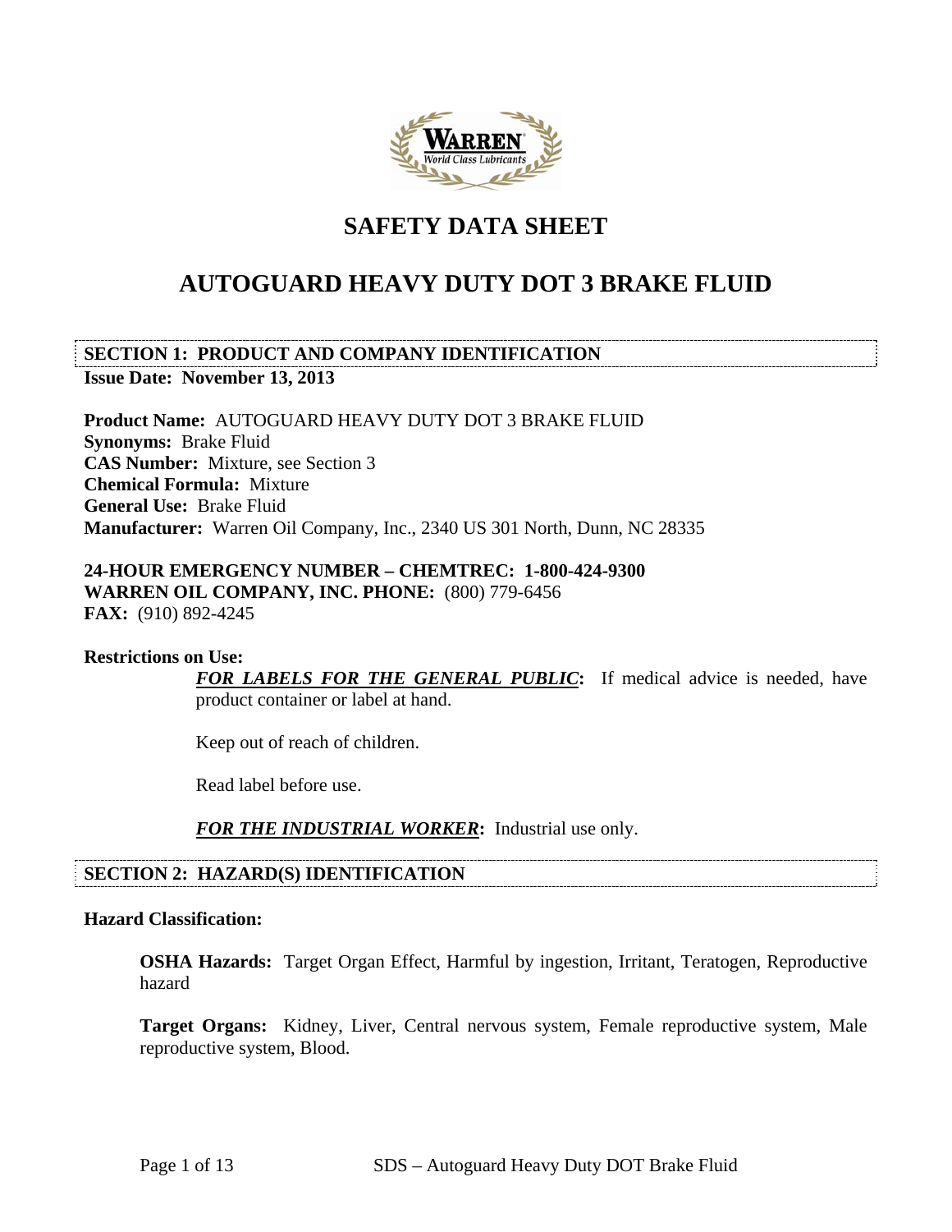# SAFETY DATA SHEET

# AUTOGUARD HEAVY DUTY DOT 3 BRAKE FLUID

## SECTION 1: PRODUCT AND COMPANY IDENTIFICATION

**Issue Date: November 13, 2013**

**Product Name:** AUTOGUARD HEAVY DUTY DOT 3 BRAKE FLUID
**Synonyms:** Brake Fluid
**CAS Number:** Mixture, see Section 3
**Chemical Formula:** Mixture
**General Use:** Brake Fluid
**Manufacturer:** Warren Oil Company, Inc., 2340 US 301 North, Dunn, NC 28335

**24-HOUR EMERGENCY NUMBER – CHEMTREC: 1-800-424-9300**
**WARREN OIL COMPANY, INC. PHONE:** (800) 779-6456
**FAX:** (910) 892-4245

**Restrictions on Use:**

***FOR LABELS FOR THE GENERAL PUBLIC*:** If medical advice is needed, have product container or label at hand.

Keep out of reach of children.

Read label before use.

***FOR THE INDUSTRIAL WORKER*:** Industrial use only.

## SECTION 2: HAZARD(S) IDENTIFICATION

**Hazard Classification:**

**OSHA Hazards:** Target Organ Effect, Harmful by ingestion, Irritant, Teratogen, Reproductive hazard

**Target Organs:** Kidney, Liver, Central nervous system, Female reproductive system, Male reproductive system, Blood.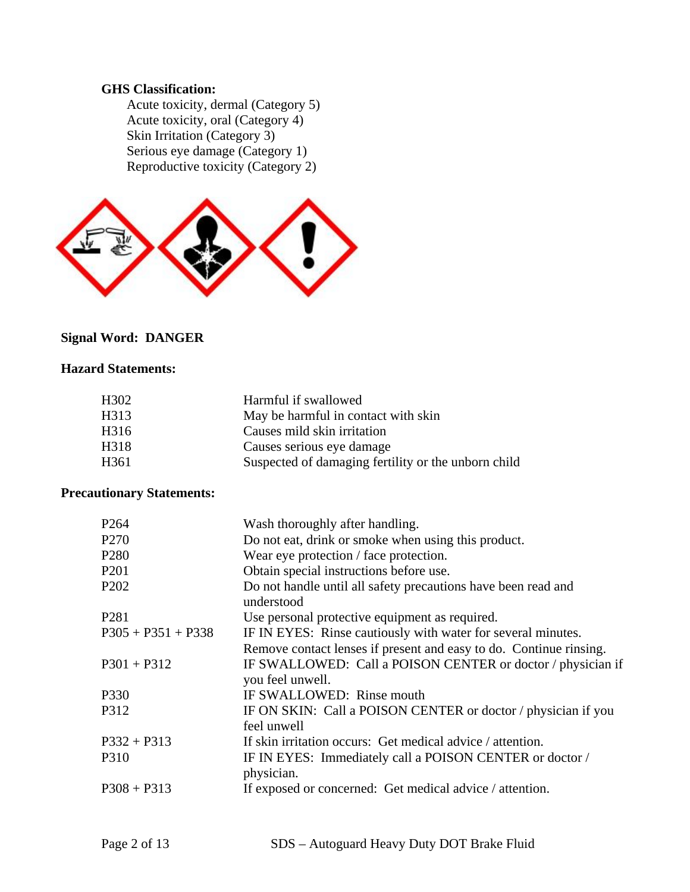**GHS Classification:**

Acute toxicity, dermal (Category 5)
Acute toxicity, oral (Category 4)
Skin Irritation (Category 3)
Serious eye damage (Category 1)
Reproductive toxicity (Category 2)

**Signal Word: DANGER**

**Hazard Statements:**

| | |
|---|---|
| H302 | Harmful if swallowed |
| H313 | May be harmful in contact with skin |
| H316 | Causes mild skin irritation |
| H318 | Causes serious eye damage |
| H361 | Suspected of damaging fertility or the unborn child |

**Precautionary Statements:**

| | |
|---|---|
| P264 | Wash thoroughly after handling. |
| P270 | Do not eat, drink or smoke when using this product. |
| P280 | Wear eye protection / face protection. |
| P201 | Obtain special instructions before use. |
| P202 | Do not handle until all safety precautions have been read and understood |
| P281 | Use personal protective equipment as required. |
| P305 + P351 + P338 | IF IN EYES: Rinse cautiously with water for several minutes. Remove contact lenses if present and easy to do. Continue rinsing. |
| P301 + P312 | IF SWALLOWED: Call a POISON CENTER or doctor / physician if you feel unwell. |
| P330 | IF SWALLOWED: Rinse mouth |
| P312 | IF ON SKIN: Call a POISON CENTER or doctor / physician if you feel unwell |
| P332 + P313 | If skin irritation occurs: Get medical advice / attention. |
| P310 | IF IN EYES: Immediately call a POISON CENTER or doctor / physician. |
| P308 + P313 | If exposed or concerned: Get medical advice / attention. |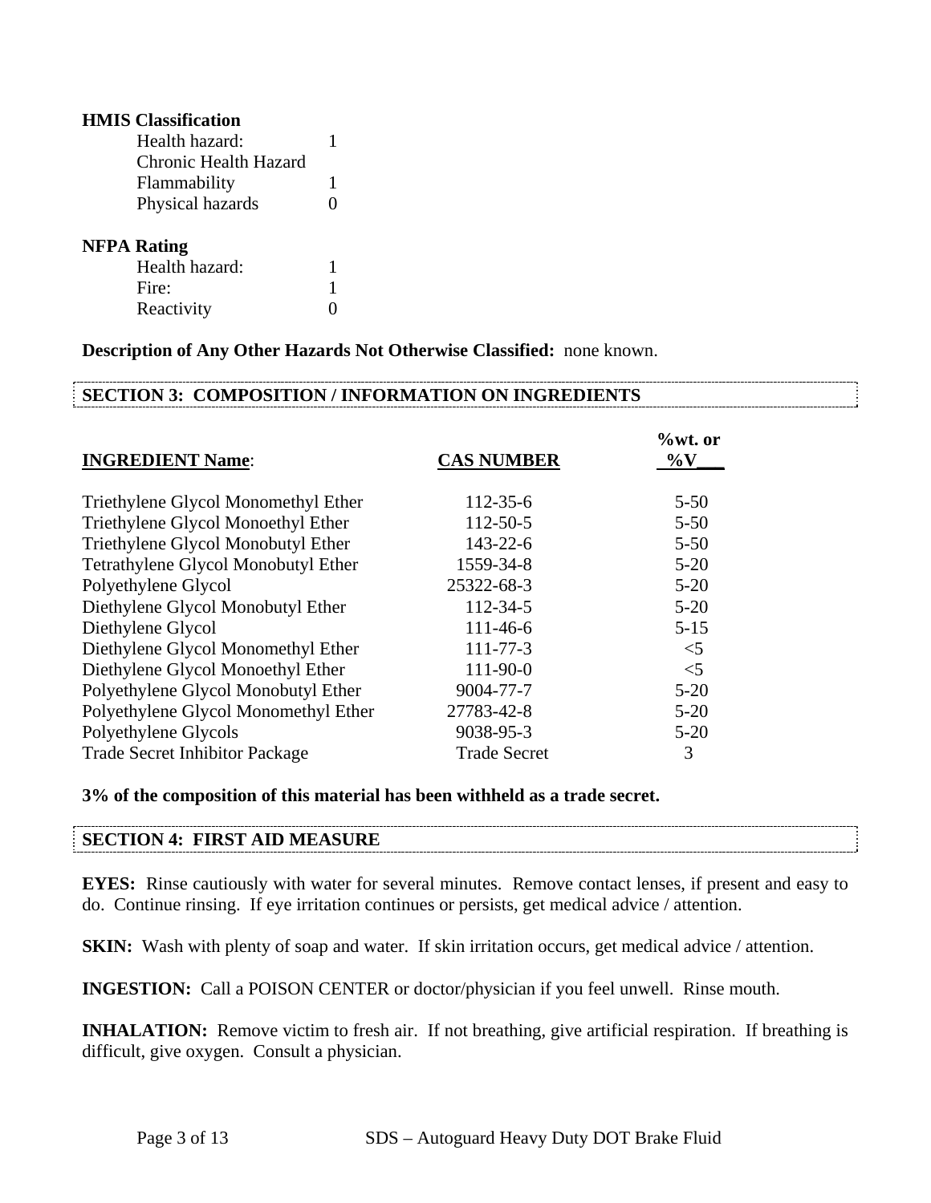**HMIS Classification**

| | |
|---|---|
| Health hazard: | 1 |
| Chronic Health Hazard | |
| Flammability | 1 |
| Physical hazards | 0 |

**NFPA Rating**

| | |
|---|---|
| Health hazard: | 1 |
| Fire: | 1 |
| Reactivity | 0 |

**Description of Any Other Hazards Not Otherwise Classified:** none known.

## SECTION 3: COMPOSITION / INFORMATION ON INGREDIENTS

| INGREDIENT Name: | CAS NUMBER | %wt. or %V |
|---|---|---|
| Triethylene Glycol Monomethyl Ether | 112-35-6 | 5-50 |
| Triethylene Glycol Monoethyl Ether | 112-50-5 | 5-50 |
| Triethylene Glycol Monobutyl Ether | 143-22-6 | 5-50 |
| Tetrathylene Glycol Monobutyl Ether | 1559-34-8 | 5-20 |
| Polyethylene Glycol | 25322-68-3 | 5-20 |
| Diethylene Glycol Monobutyl Ether | 112-34-5 | 5-20 |
| Diethylene Glycol | 111-46-6 | 5-15 |
| Diethylene Glycol Monomethyl Ether | 111-77-3 | <5 |
| Diethylene Glycol Monoethyl Ether | 111-90-0 | <5 |
| Polyethylene Glycol Monobutyl Ether | 9004-77-7 | 5-20 |
| Polyethylene Glycol Monomethyl Ether | 27783-42-8 | 5-20 |
| Polyethylene Glycols | 9038-95-3 | 5-20 |
| Trade Secret Inhibitor Package | Trade Secret | 3 |

**3% of the composition of this material has been withheld as a trade secret.**

## SECTION 4: FIRST AID MEASURE

**EYES:** Rinse cautiously with water for several minutes. Remove contact lenses, if present and easy to do. Continue rinsing. If eye irritation continues or persists, get medical advice / attention.

**SKIN:** Wash with plenty of soap and water. If skin irritation occurs, get medical advice / attention.

**INGESTION:** Call a POISON CENTER or doctor/physician if you feel unwell. Rinse mouth.

**INHALATION:** Remove victim to fresh air. If not breathing, give artificial respiration. If breathing is difficult, give oxygen. Consult a physician.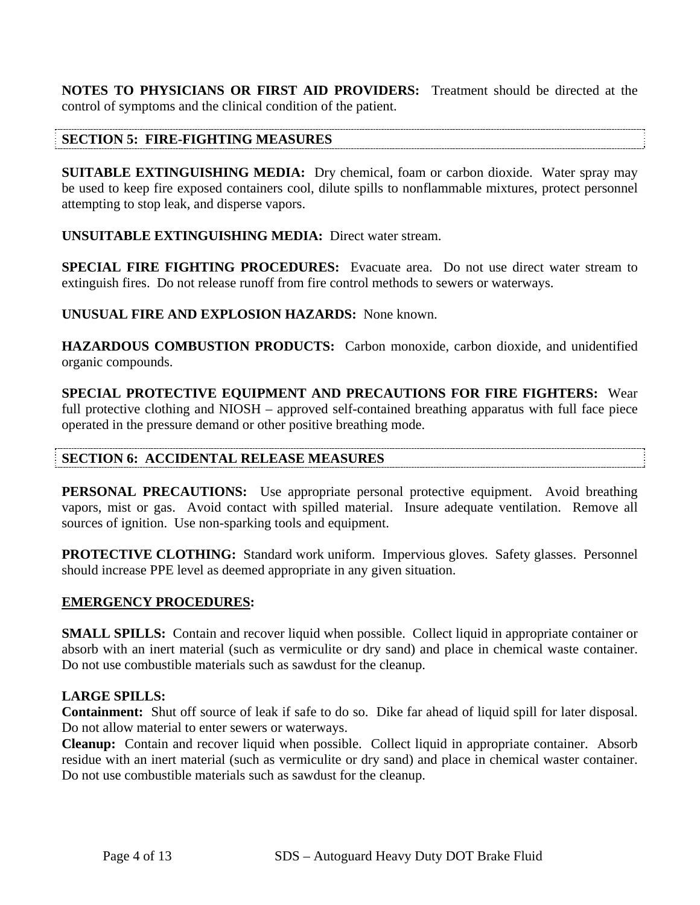**NOTES TO PHYSICIANS OR FIRST AID PROVIDERS:** Treatment should be directed at the control of symptoms and the clinical condition of the patient.

## SECTION 5: FIRE-FIGHTING MEASURES

**SUITABLE EXTINGUISHING MEDIA:** Dry chemical, foam or carbon dioxide. Water spray may be used to keep fire exposed containers cool, dilute spills to nonflammable mixtures, protect personnel attempting to stop leak, and disperse vapors.

**UNSUITABLE EXTINGUISHING MEDIA:** Direct water stream.

**SPECIAL FIRE FIGHTING PROCEDURES:** Evacuate area. Do not use direct water stream to extinguish fires. Do not release runoff from fire control methods to sewers or waterways.

**UNUSUAL FIRE AND EXPLOSION HAZARDS:** None known.

**HAZARDOUS COMBUSTION PRODUCTS:** Carbon monoxide, carbon dioxide, and unidentified organic compounds.

**SPECIAL PROTECTIVE EQUIPMENT AND PRECAUTIONS FOR FIRE FIGHTERS:** Wear full protective clothing and NIOSH – approved self-contained breathing apparatus with full face piece operated in the pressure demand or other positive breathing mode.

## SECTION 6: ACCIDENTAL RELEASE MEASURES

**PERSONAL PRECAUTIONS:** Use appropriate personal protective equipment. Avoid breathing vapors, mist or gas. Avoid contact with spilled material. Insure adequate ventilation. Remove all sources of ignition. Use non-sparking tools and equipment.

**PROTECTIVE CLOTHING:** Standard work uniform. Impervious gloves. Safety glasses. Personnel should increase PPE level as deemed appropriate in any given situation.

**<u>EMERGENCY PROCEDURES</u>:**

**SMALL SPILLS:** Contain and recover liquid when possible. Collect liquid in appropriate container or absorb with an inert material (such as vermiculite or dry sand) and place in chemical waste container. Do not use combustible materials such as sawdust for the cleanup.

**LARGE SPILLS:**
**Containment:** Shut off source of leak if safe to do so. Dike far ahead of liquid spill for later disposal. Do not allow material to enter sewers or waterways.
**Cleanup:** Contain and recover liquid when possible. Collect liquid in appropriate container. Absorb residue with an inert material (such as vermiculite or dry sand) and place in chemical waster container. Do not use combustible materials such as sawdust for the cleanup.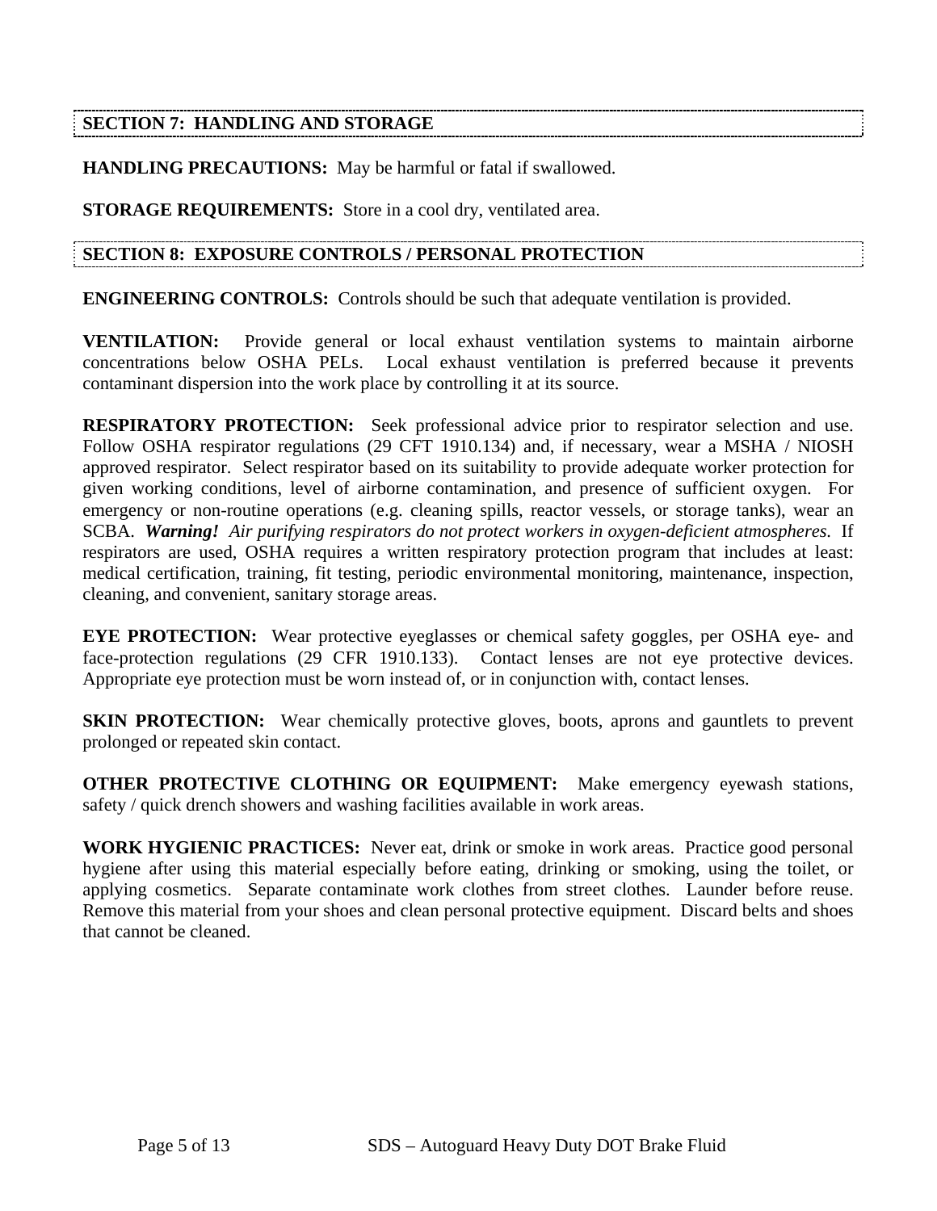## SECTION 7: HANDLING AND STORAGE

**HANDLING PRECAUTIONS:** May be harmful or fatal if swallowed.

**STORAGE REQUIREMENTS:** Store in a cool dry, ventilated area.

## SECTION 8: EXPOSURE CONTROLS / PERSONAL PROTECTION

**ENGINEERING CONTROLS:** Controls should be such that adequate ventilation is provided.

**VENTILATION:** Provide general or local exhaust ventilation systems to maintain airborne concentrations below OSHA PELs. Local exhaust ventilation is preferred because it prevents contaminant dispersion into the work place by controlling it at its source.

**RESPIRATORY PROTECTION:** Seek professional advice prior to respirator selection and use. Follow OSHA respirator regulations (29 CFT 1910.134) and, if necessary, wear a MSHA / NIOSH approved respirator. Select respirator based on its suitability to provide adequate worker protection for given working conditions, level of airborne contamination, and presence of sufficient oxygen. For emergency or non-routine operations (e.g. cleaning spills, reactor vessels, or storage tanks), wear an SCBA. ***Warning!*** *Air purifying respirators do not protect workers in oxygen-deficient atmospheres.* If respirators are used, OSHA requires a written respiratory protection program that includes at least: medical certification, training, fit testing, periodic environmental monitoring, maintenance, inspection, cleaning, and convenient, sanitary storage areas.

**EYE PROTECTION:** Wear protective eyeglasses or chemical safety goggles, per OSHA eye- and face-protection regulations (29 CFR 1910.133). Contact lenses are not eye protective devices. Appropriate eye protection must be worn instead of, or in conjunction with, contact lenses.

**SKIN PROTECTION:** Wear chemically protective gloves, boots, aprons and gauntlets to prevent prolonged or repeated skin contact.

**OTHER PROTECTIVE CLOTHING OR EQUIPMENT:** Make emergency eyewash stations, safety / quick drench showers and washing facilities available in work areas.

**WORK HYGIENIC PRACTICES:** Never eat, drink or smoke in work areas. Practice good personal hygiene after using this material especially before eating, drinking or smoking, using the toilet, or applying cosmetics. Separate contaminate work clothes from street clothes. Launder before reuse. Remove this material from your shoes and clean personal protective equipment. Discard belts and shoes that cannot be cleaned.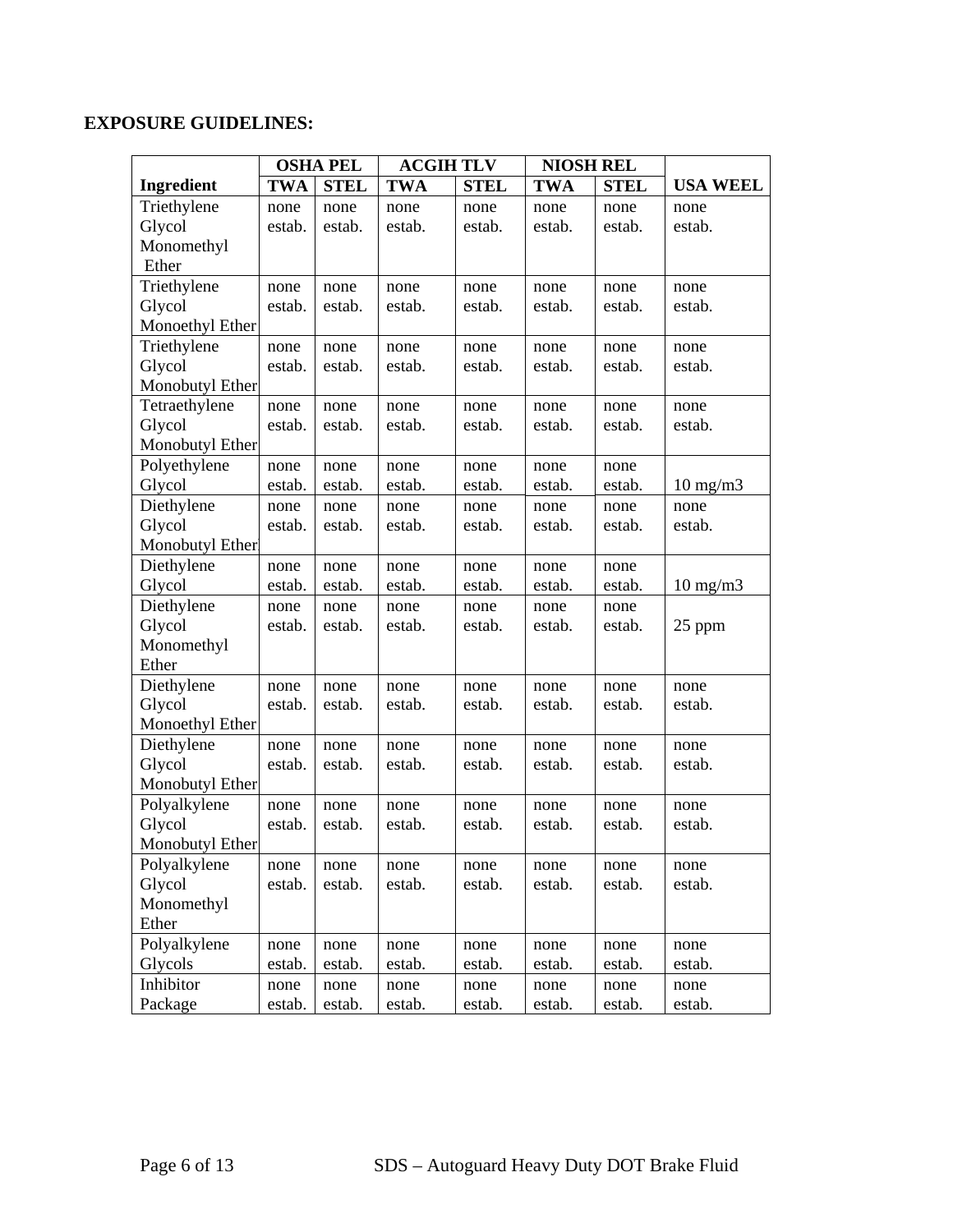**EXPOSURE GUIDELINES:**

| Ingredient | OSHA PEL | | ACGIH TLV | | NIOSH REL | | USA WEEL |
|---|---|---|---|---|---|---|---|
| | TWA | STEL | TWA | STEL | TWA | STEL | |
| Triethylene Glycol Monomethyl Ether | none estab. | none estab. | none estab. | none estab. | none estab. | none estab. | none estab. |
| Triethylene Glycol Monoethyl Ether | none estab. | none estab. | none estab. | none estab. | none estab. | none estab. | none estab. |
| Triethylene Glycol Monobutyl Ether | none estab. | none estab. | none estab. | none estab. | none estab. | none estab. | none estab. |
| Tetraethylene Glycol Monobutyl Ether | none estab. | none estab. | none estab. | none estab. | none estab. | none estab. | none estab. |
| Polyethylene Glycol | none estab. | none estab. | none estab. | none estab. | none estab. | none estab. | 10 mg/m3 |
| Diethylene Glycol Monobutyl Ether | none estab. | none estab. | none estab. | none estab. | none estab. | none estab. | none estab. |
| Diethylene Glycol | none estab. | none estab. | none estab. | none estab. | none estab. | none estab. | 10 mg/m3 |
| Diethylene Glycol Monomethyl Ether | none estab. | none estab. | none estab. | none estab. | none estab. | none estab. | 25 ppm |
| Diethylene Glycol Monoethyl Ether | none estab. | none estab. | none estab. | none estab. | none estab. | none estab. | none estab. |
| Diethylene Glycol Monobutyl Ether | none estab. | none estab. | none estab. | none estab. | none estab. | none estab. | none estab. |
| Polyalkylene Glycol Monobutyl Ether | none estab. | none estab. | none estab. | none estab. | none estab. | none estab. | none estab. |
| Polyalkylene Glycol Monomethyl Ether | none estab. | none estab. | none estab. | none estab. | none estab. | none estab. | none estab. |
| Polyalkylene Glycols | none estab. | none estab. | none estab. | none estab. | none estab. | none estab. | none estab. |
| Inhibitor Package | none estab. | none estab. | none estab. | none estab. | none estab. | none estab. | none estab. |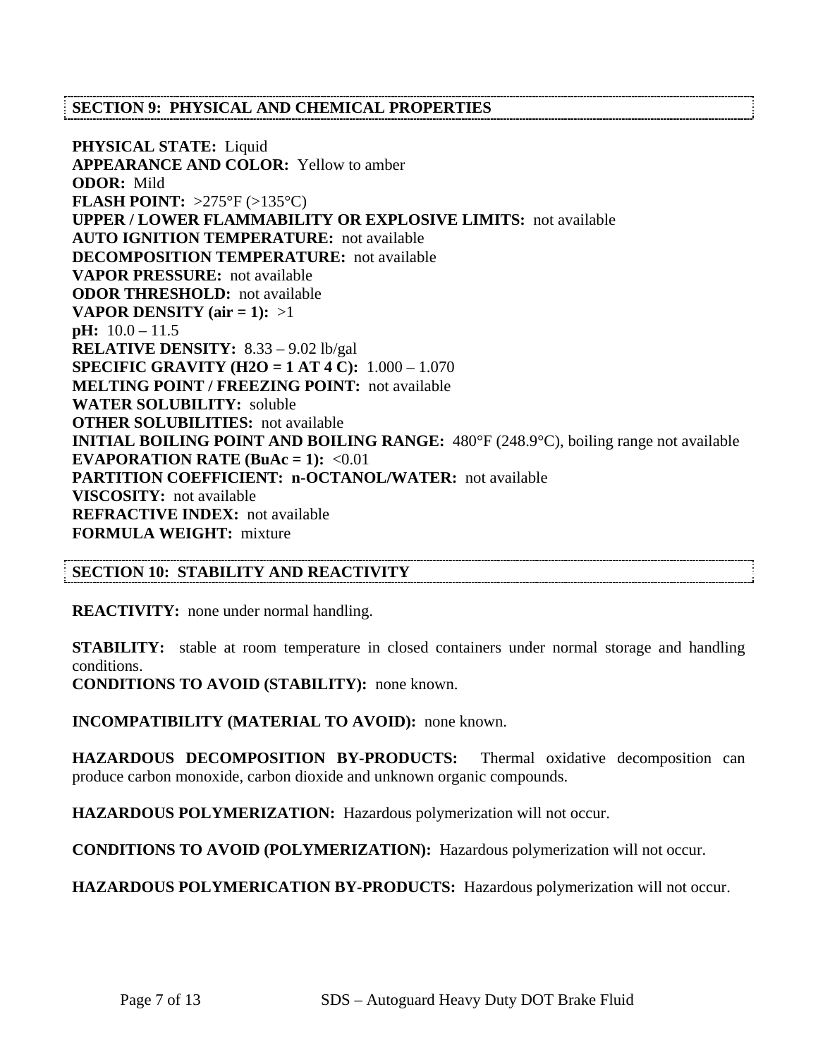## SECTION 9: PHYSICAL AND CHEMICAL PROPERTIES

**PHYSICAL STATE:** Liquid
**APPEARANCE AND COLOR:** Yellow to amber
**ODOR:** Mild
**FLASH POINT:** >275°F (>135°C)
**UPPER / LOWER FLAMMABILITY OR EXPLOSIVE LIMITS:** not available
**AUTO IGNITION TEMPERATURE:** not available
**DECOMPOSITION TEMPERATURE:** not available
**VAPOR PRESSURE:** not available
**ODOR THRESHOLD:** not available
**VAPOR DENSITY (air = 1):** >1
**pH:** 10.0 – 11.5
**RELATIVE DENSITY:** 8.33 – 9.02 lb/gal
**SPECIFIC GRAVITY (H2O = 1 AT 4 C):** 1.000 – 1.070
**MELTING POINT / FREEZING POINT:** not available
**WATER SOLUBILITY:** soluble
**OTHER SOLUBILITIES:** not available
**INITIAL BOILING POINT AND BOILING RANGE:** 480°F (248.9°C), boiling range not available
**EVAPORATION RATE (BuAc = 1):** <0.01
**PARTITION COEFFICIENT: n-OCTANOL/WATER:** not available
**VISCOSITY:** not available
**REFRACTIVE INDEX:** not available
**FORMULA WEIGHT:** mixture

## SECTION 10: STABILITY AND REACTIVITY

**REACTIVITY:** none under normal handling.

**STABILITY:** stable at room temperature in closed containers under normal storage and handling conditions.
**CONDITIONS TO AVOID (STABILITY):** none known.

**INCOMPATIBILITY (MATERIAL TO AVOID):** none known.

**HAZARDOUS DECOMPOSITION BY-PRODUCTS:** Thermal oxidative decomposition can produce carbon monoxide, carbon dioxide and unknown organic compounds.

**HAZARDOUS POLYMERIZATION:** Hazardous polymerization will not occur.

**CONDITIONS TO AVOID (POLYMERIZATION):** Hazardous polymerization will not occur.

**HAZARDOUS POLYMERICATION BY-PRODUCTS:** Hazardous polymerization will not occur.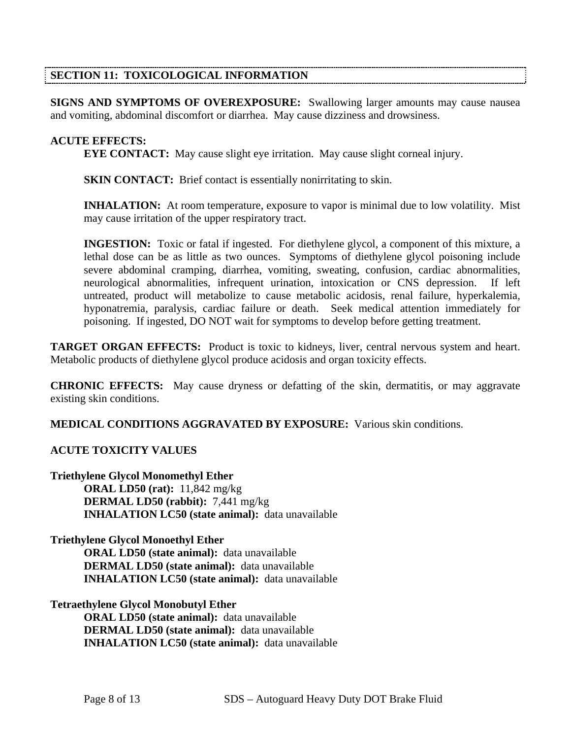## SECTION 11: TOXICOLOGICAL INFORMATION

**SIGNS AND SYMPTOMS OF OVEREXPOSURE:** Swallowing larger amounts may cause nausea and vomiting, abdominal discomfort or diarrhea. May cause dizziness and drowsiness.

**ACUTE EFFECTS:**

**EYE CONTACT:** May cause slight eye irritation. May cause slight corneal injury.

**SKIN CONTACT:** Brief contact is essentially nonirritating to skin.

**INHALATION:** At room temperature, exposure to vapor is minimal due to low volatility. Mist may cause irritation of the upper respiratory tract.

**INGESTION:** Toxic or fatal if ingested. For diethylene glycol, a component of this mixture, a lethal dose can be as little as two ounces. Symptoms of diethylene glycol poisoning include severe abdominal cramping, diarrhea, vomiting, sweating, confusion, cardiac abnormalities, neurological abnormalities, infrequent urination, intoxication or CNS depression. If left untreated, product will metabolize to cause metabolic acidosis, renal failure, hyperkalemia, hyponatremia, paralysis, cardiac failure or death. Seek medical attention immediately for poisoning. If ingested, DO NOT wait for symptoms to develop before getting treatment.

**TARGET ORGAN EFFECTS:** Product is toxic to kidneys, liver, central nervous system and heart. Metabolic products of diethylene glycol produce acidosis and organ toxicity effects.

**CHRONIC EFFECTS:** May cause dryness or defatting of the skin, dermatitis, or may aggravate existing skin conditions.

**MEDICAL CONDITIONS AGGRAVATED BY EXPOSURE:** Various skin conditions.

**ACUTE TOXICITY VALUES**

**Triethylene Glycol Monomethyl Ether**
**ORAL LD50 (rat):** 11,842 mg/kg
**DERMAL LD50 (rabbit):** 7,441 mg/kg
**INHALATION LC50 (state animal):** data unavailable

**Triethylene Glycol Monoethyl Ether**
**ORAL LD50 (state animal):** data unavailable
**DERMAL LD50 (state animal):** data unavailable
**INHALATION LC50 (state animal):** data unavailable

**Tetraethylene Glycol Monobutyl Ether**
**ORAL LD50 (state animal):** data unavailable
**DERMAL LD50 (state animal):** data unavailable
**INHALATION LC50 (state animal):** data unavailable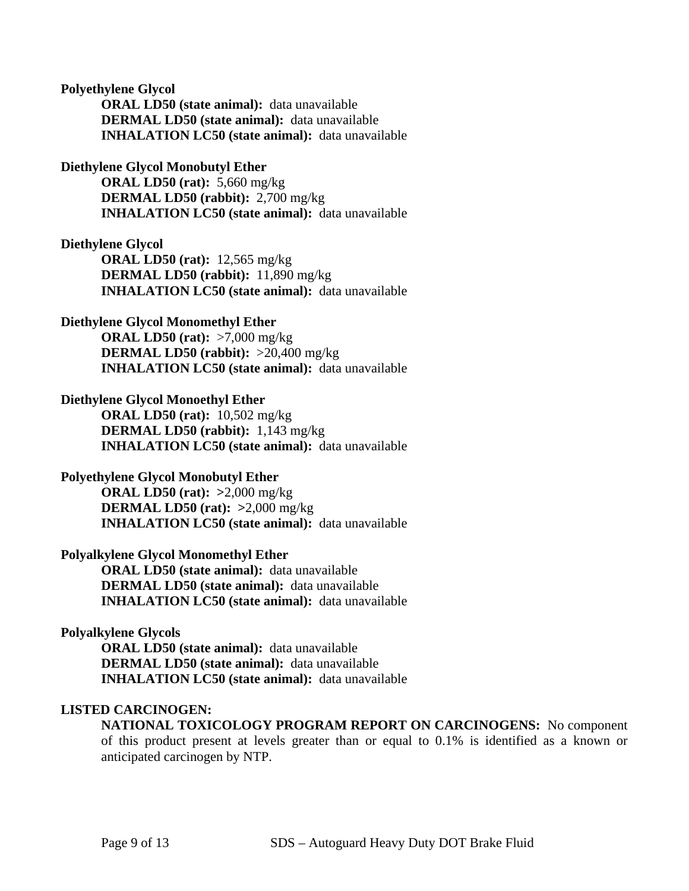**Polyethylene Glycol**

**ORAL LD50 (state animal):** data unavailable
**DERMAL LD50 (state animal):** data unavailable
**INHALATION LC50 (state animal):** data unavailable

**Diethylene Glycol Monobutyl Ether**

**ORAL LD50 (rat):** 5,660 mg/kg
**DERMAL LD50 (rabbit):** 2,700 mg/kg
**INHALATION LC50 (state animal):** data unavailable

**Diethylene Glycol**

**ORAL LD50 (rat):** 12,565 mg/kg
**DERMAL LD50 (rabbit):** 11,890 mg/kg
**INHALATION LC50 (state animal):** data unavailable

**Diethylene Glycol Monomethyl Ether**

**ORAL LD50 (rat):** >7,000 mg/kg
**DERMAL LD50 (rabbit):** >20,400 mg/kg
**INHALATION LC50 (state animal):** data unavailable

**Diethylene Glycol Monoethyl Ether**

**ORAL LD50 (rat):** 10,502 mg/kg
**DERMAL LD50 (rabbit):** 1,143 mg/kg
**INHALATION LC50 (state animal):** data unavailable

**Polyethylene Glycol Monobutyl Ether**

**ORAL LD50 (rat): >**2,000 mg/kg
**DERMAL LD50 (rat): >**2,000 mg/kg
**INHALATION LC50 (state animal):** data unavailable

**Polyalkylene Glycol Monomethyl Ether**

**ORAL LD50 (state animal):** data unavailable
**DERMAL LD50 (state animal):** data unavailable
**INHALATION LC50 (state animal):** data unavailable

**Polyalkylene Glycols**

**ORAL LD50 (state animal):** data unavailable
**DERMAL LD50 (state animal):** data unavailable
**INHALATION LC50 (state animal):** data unavailable

**LISTED CARCINOGEN:**

**NATIONAL TOXICOLOGY PROGRAM REPORT ON CARCINOGENS:** No component of this product present at levels greater than or equal to 0.1% is identified as a known or anticipated carcinogen by NTP.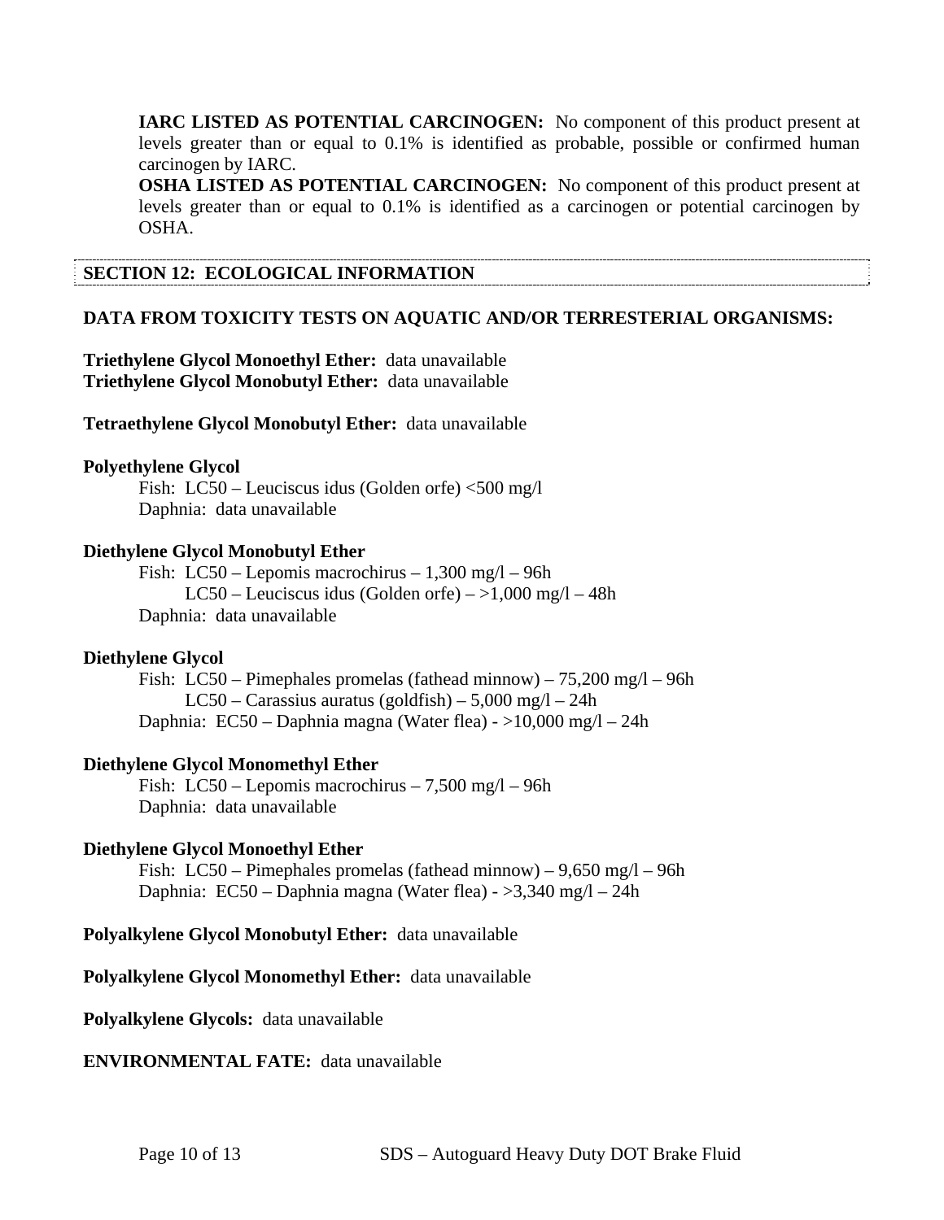**IARC LISTED AS POTENTIAL CARCINOGEN:** No component of this product present at levels greater than or equal to 0.1% is identified as probable, possible or confirmed human carcinogen by IARC.

**OSHA LISTED AS POTENTIAL CARCINOGEN:** No component of this product present at levels greater than or equal to 0.1% is identified as a carcinogen or potential carcinogen by OSHA.

## SECTION 12: ECOLOGICAL INFORMATION

**DATA FROM TOXICITY TESTS ON AQUATIC AND/OR TERRESTERIAL ORGANISMS:**

**Triethylene Glycol Monoethyl Ether:** data unavailable
**Triethylene Glycol Monobutyl Ether:** data unavailable

**Tetraethylene Glycol Monobutyl Ether:** data unavailable

**Polyethylene Glycol**

Fish: LC50 – Leuciscus idus (Golden orfe) <500 mg/l
Daphnia: data unavailable

**Diethylene Glycol Monobutyl Ether**

Fish: LC50 – Lepomis macrochirus – 1,300 mg/l – 96h
LC50 – Leuciscus idus (Golden orfe) – >1,000 mg/l – 48h
Daphnia: data unavailable

**Diethylene Glycol**

Fish: LC50 – Pimephales promelas (fathead minnow) – 75,200 mg/l – 96h
LC50 – Carassius auratus (goldfish) – 5,000 mg/l – 24h
Daphnia: EC50 – Daphnia magna (Water flea) - >10,000 mg/l – 24h

**Diethylene Glycol Monomethyl Ether**

Fish: LC50 – Lepomis macrochirus – 7,500 mg/l – 96h
Daphnia: data unavailable

**Diethylene Glycol Monoethyl Ether**

Fish: LC50 – Pimephales promelas (fathead minnow) – 9,650 mg/l – 96h
Daphnia: EC50 – Daphnia magna (Water flea) - >3,340 mg/l – 24h

**Polyalkylene Glycol Monobutyl Ether:** data unavailable

**Polyalkylene Glycol Monomethyl Ether:** data unavailable

**Polyalkylene Glycols:** data unavailable

**ENVIRONMENTAL FATE:** data unavailable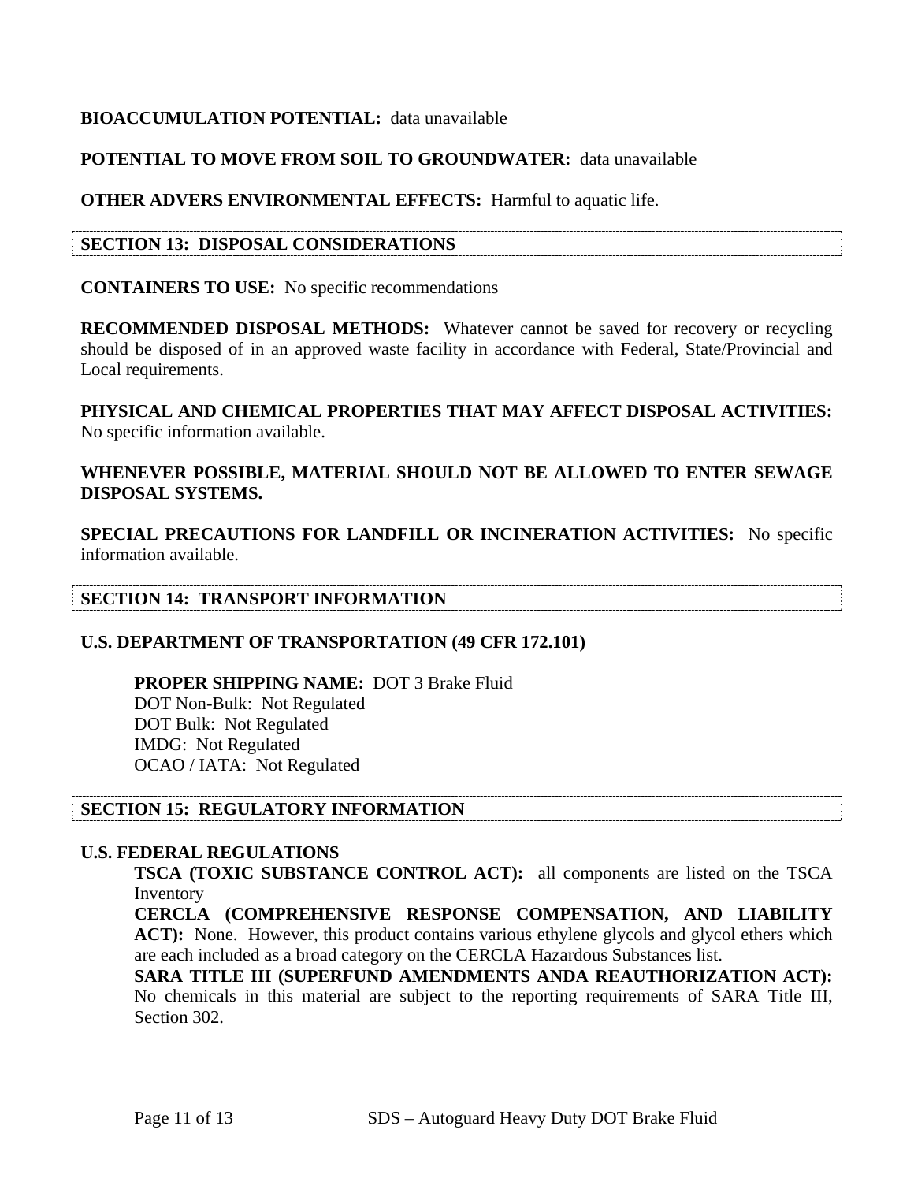**BIOACCUMULATION POTENTIAL:** data unavailable

**POTENTIAL TO MOVE FROM SOIL TO GROUNDWATER:** data unavailable

**OTHER ADVERS ENVIRONMENTAL EFFECTS:** Harmful to aquatic life.

## SECTION 13: DISPOSAL CONSIDERATIONS

**CONTAINERS TO USE:** No specific recommendations

**RECOMMENDED DISPOSAL METHODS:** Whatever cannot be saved for recovery or recycling should be disposed of in an approved waste facility in accordance with Federal, State/Provincial and Local requirements.

**PHYSICAL AND CHEMICAL PROPERTIES THAT MAY AFFECT DISPOSAL ACTIVITIES:** No specific information available.

**WHENEVER POSSIBLE, MATERIAL SHOULD NOT BE ALLOWED TO ENTER SEWAGE DISPOSAL SYSTEMS.**

**SPECIAL PRECAUTIONS FOR LANDFILL OR INCINERATION ACTIVITIES:** No specific information available.

## SECTION 14: TRANSPORT INFORMATION

**U.S. DEPARTMENT OF TRANSPORTATION (49 CFR 172.101)**

**PROPER SHIPPING NAME:** DOT 3 Brake Fluid
DOT Non-Bulk: Not Regulated
DOT Bulk: Not Regulated
IMDG: Not Regulated
OCAO / IATA: Not Regulated

## SECTION 15: REGULATORY INFORMATION

**U.S. FEDERAL REGULATIONS**

**TSCA (TOXIC SUBSTANCE CONTROL ACT):** all components are listed on the TSCA Inventory

**CERCLA (COMPREHENSIVE RESPONSE COMPENSATION, AND LIABILITY ACT):** None. However, this product contains various ethylene glycols and glycol ethers which are each included as a broad category on the CERCLA Hazardous Substances list.

**SARA TITLE III (SUPERFUND AMENDMENTS ANDA REAUTHORIZATION ACT):** No chemicals in this material are subject to the reporting requirements of SARA Title III, Section 302.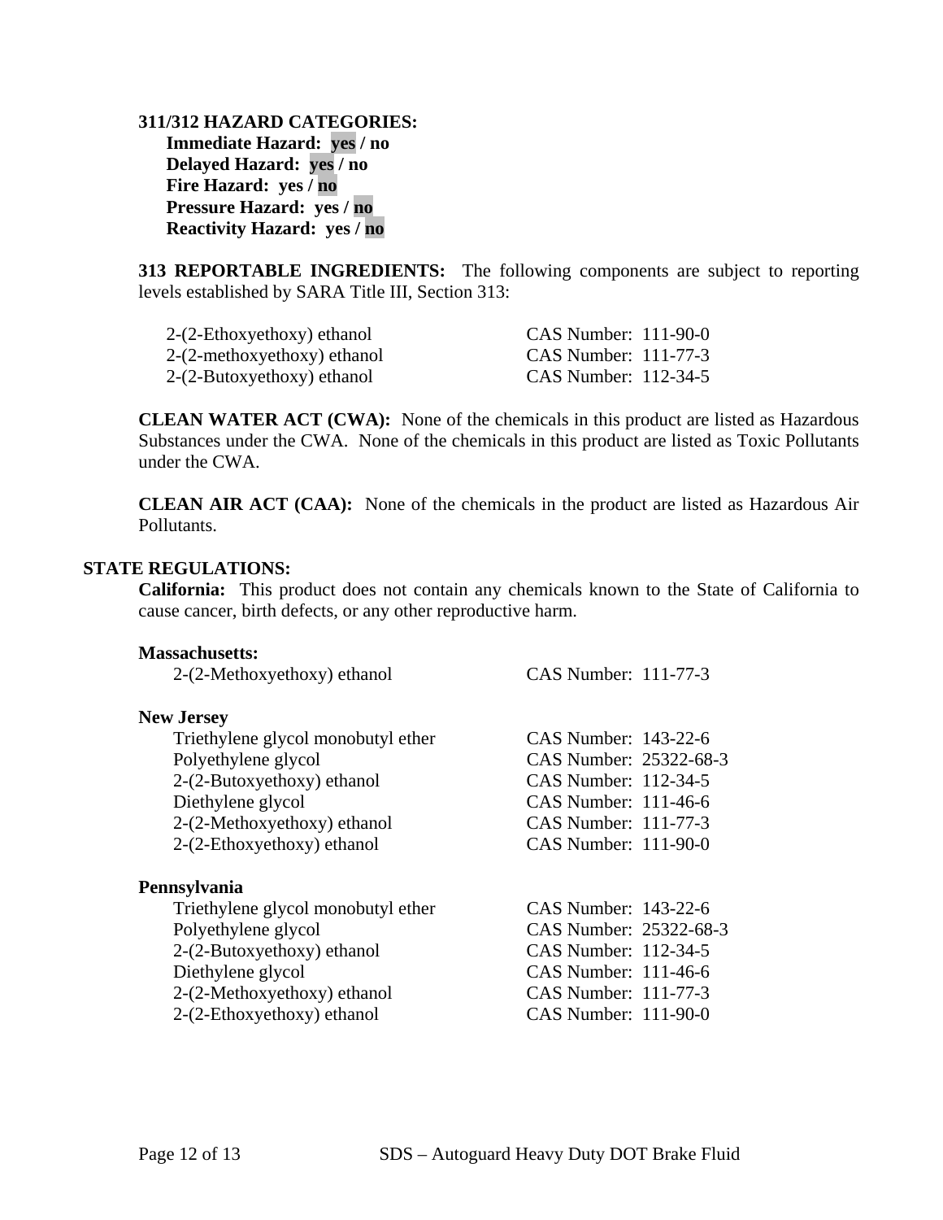**311/312 HAZARD CATEGORIES:**

**Immediate Hazard: yes / no**
**Delayed Hazard: yes / no**
**Fire Hazard: yes / no**
**Pressure Hazard: yes / no**
**Reactivity Hazard: yes / no**

**313 REPORTABLE INGREDIENTS:** The following components are subject to reporting levels established by SARA Title III, Section 313:

| | |
|---|---|
| 2-(2-Ethoxyethoxy) ethanol | CAS Number: 111-90-0 |
| 2-(2-methoxyethoxy) ethanol | CAS Number: 111-77-3 |
| 2-(2-Butoxyethoxy) ethanol | CAS Number: 112-34-5 |

**CLEAN WATER ACT (CWA):** None of the chemicals in this product are listed as Hazardous Substances under the CWA. None of the chemicals in this product are listed as Toxic Pollutants under the CWA.

**CLEAN AIR ACT (CAA):** None of the chemicals in the product are listed as Hazardous Air Pollutants.

**STATE REGULATIONS:**

**California:** This product does not contain any chemicals known to the State of California to cause cancer, birth defects, or any other reproductive harm.

**Massachusetts:**

| | |
|---|---|
| 2-(2-Methoxyethoxy) ethanol | CAS Number: 111-77-3 |

**New Jersey**

| | |
|---|---|
| Triethylene glycol monobutyl ether | CAS Number: 143-22-6 |
| Polyethylene glycol | CAS Number: 25322-68-3 |
| 2-(2-Butoxyethoxy) ethanol | CAS Number: 112-34-5 |
| Diethylene glycol | CAS Number: 111-46-6 |
| 2-(2-Methoxyethoxy) ethanol | CAS Number: 111-77-3 |
| 2-(2-Ethoxyethoxy) ethanol | CAS Number: 111-90-0 |

**Pennsylvania**

| | |
|---|---|
| Triethylene glycol monobutyl ether | CAS Number: 143-22-6 |
| Polyethylene glycol | CAS Number: 25322-68-3 |
| 2-(2-Butoxyethoxy) ethanol | CAS Number: 112-34-5 |
| Diethylene glycol | CAS Number: 111-46-6 |
| 2-(2-Methoxyethoxy) ethanol | CAS Number: 111-77-3 |
| 2-(2-Ethoxyethoxy) ethanol | CAS Number: 111-90-0 |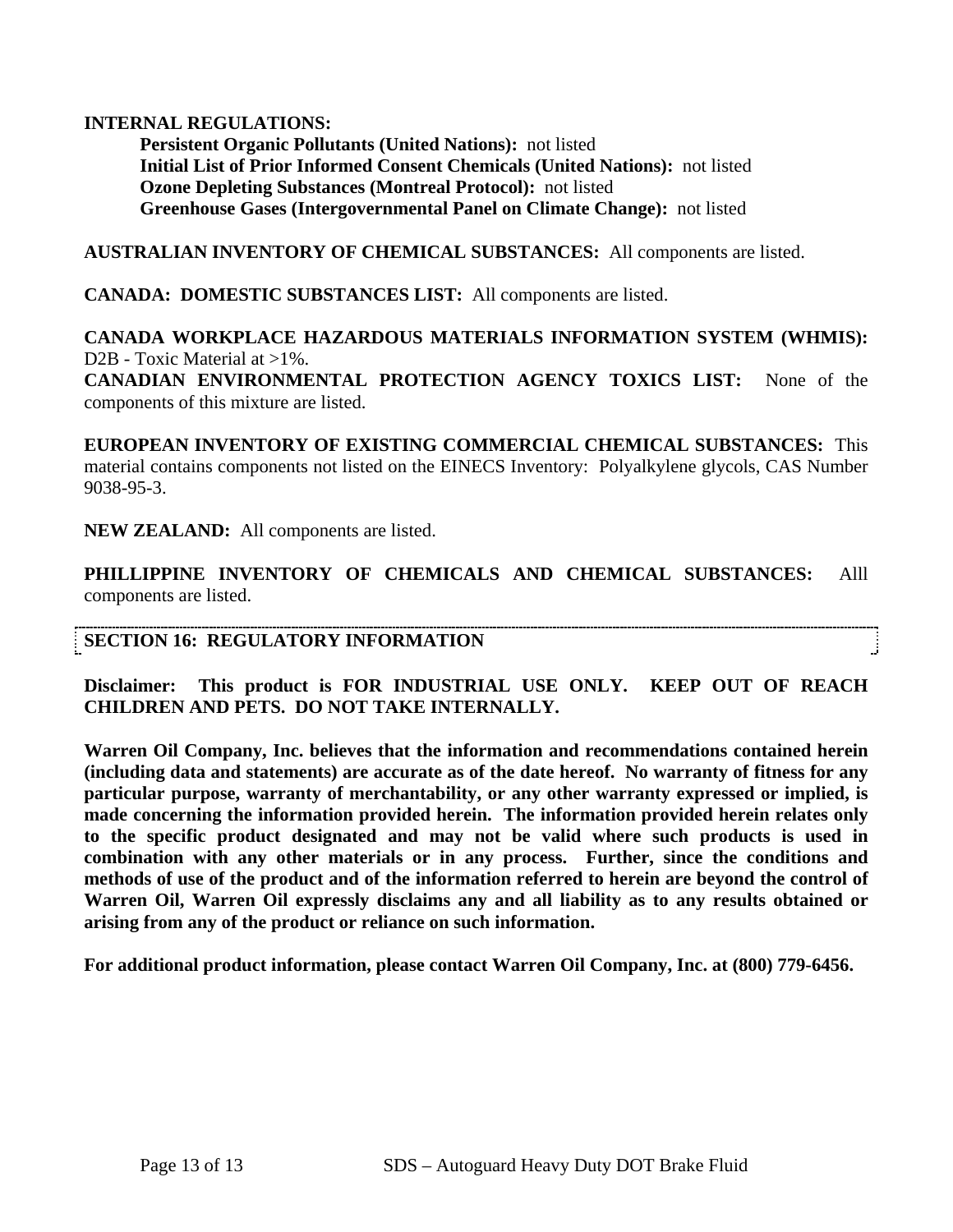**INTERNAL REGULATIONS:**

**Persistent Organic Pollutants (United Nations):** not listed
**Initial List of Prior Informed Consent Chemicals (United Nations):** not listed
**Ozone Depleting Substances (Montreal Protocol):** not listed
**Greenhouse Gases (Intergovernmental Panel on Climate Change):** not listed

**AUSTRALIAN INVENTORY OF CHEMICAL SUBSTANCES:** All components are listed.

**CANADA: DOMESTIC SUBSTANCES LIST:** All components are listed.

**CANADA WORKPLACE HAZARDOUS MATERIALS INFORMATION SYSTEM (WHMIS):** D2B - Toxic Material at >1%.

**CANADIAN ENVIRONMENTAL PROTECTION AGENCY TOXICS LIST:** None of the components of this mixture are listed.

**EUROPEAN INVENTORY OF EXISTING COMMERCIAL CHEMICAL SUBSTANCES:** This material contains components not listed on the EINECS Inventory: Polyalkylene glycols, CAS Number 9038-95-3.

**NEW ZEALAND:** All components are listed.

**PHILLIPPINE INVENTORY OF CHEMICALS AND CHEMICAL SUBSTANCES:** Alll components are listed.

## SECTION 16: REGULATORY INFORMATION

**Disclaimer: This product is FOR INDUSTRIAL USE ONLY. KEEP OUT OF REACH CHILDREN AND PETS. DO NOT TAKE INTERNALLY.**

**Warren Oil Company, Inc. believes that the information and recommendations contained herein (including data and statements) are accurate as of the date hereof. No warranty of fitness for any particular purpose, warranty of merchantability, or any other warranty expressed or implied, is made concerning the information provided herein. The information provided herein relates only to the specific product designated and may not be valid where such products is used in combination with any other materials or in any process. Further, since the conditions and methods of use of the product and of the information referred to herein are beyond the control of Warren Oil, Warren Oil expressly disclaims any and all liability as to any results obtained or arising from any of the product or reliance on such information.**

**For additional product information, please contact Warren Oil Company, Inc. at (800) 779-6456.**